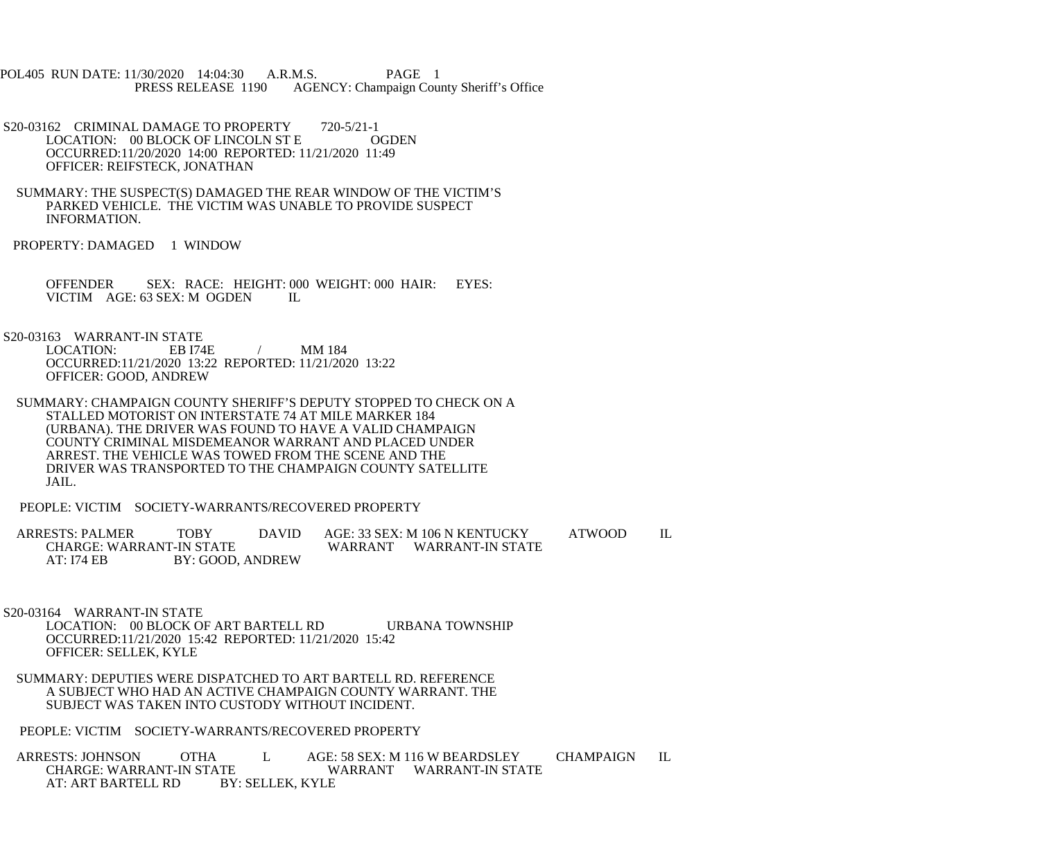POL405 RUN DATE: 11/30/2020 14:04:30 A.R.M.S. PAGE 1
PRESS RELEASE 1190 AGENCY: Champaign County Sheriff's Office

S20-03162 CRIMINAL DAMAGE TO PROPERTY 720-5/21-1
LOCATION: 00 BLOCK OF LINCOLN ST E OGDEN
OCCURRED:11/20/2020 14:00 REPORTED: 11/21/2020 11:49
OFFICER: REIFSTECK, JONATHAN

SUMMARY: THE SUSPECT(S) DAMAGED THE REAR WINDOW OF THE VICTIM'S PARKED VEHICLE. THE VICTIM WAS UNABLE TO PROVIDE SUSPECT INFORMATION.

PROPERTY: DAMAGED 1 WINDOW

OFFENDER SEX: RACE: HEIGHT: 000 WEIGHT: 000 HAIR: EYES:
VICTIM AGE: 63 SEX: M OGDEN IL

S20-03163 WARRANT-IN STATE
LOCATION: EB I74E / MM 184
OCCURRED:11/21/2020 13:22 REPORTED: 11/21/2020 13:22
OFFICER: GOOD, ANDREW

SUMMARY: CHAMPAIGN COUNTY SHERIFF'S DEPUTY STOPPED TO CHECK ON A STALLED MOTORIST ON INTERSTATE 74 AT MILE MARKER 184 (URBANA). THE DRIVER WAS FOUND TO HAVE A VALID CHAMPAIGN COUNTY CRIMINAL MISDEMEANOR WARRANT AND PLACED UNDER ARREST. THE VEHICLE WAS TOWED FROM THE SCENE AND THE DRIVER WAS TRANSPORTED TO THE CHAMPAIGN COUNTY SATELLITE JAIL.

PEOPLE: VICTIM SOCIETY-WARRANTS/RECOVERED PROPERTY

ARRESTS: PALMER TOBY DAVID AGE: 33 SEX: M 106 N KENTUCKY ATWOOD IL
CHARGE: WARRANT-IN STATE WARRANT WARRANT-IN STATE
AT: I74 EB BY: GOOD, ANDREW

S20-03164 WARRANT-IN STATE
LOCATION: 00 BLOCK OF ART BARTELL RD URBANA TOWNSHIP
OCCURRED:11/21/2020 15:42 REPORTED: 11/21/2020 15:42
OFFICER: SELLEK, KYLE

SUMMARY: DEPUTIES WERE DISPATCHED TO ART BARTELL RD. REFERENCE A SUBJECT WHO HAD AN ACTIVE CHAMPAIGN COUNTY WARRANT. THE SUBJECT WAS TAKEN INTO CUSTODY WITHOUT INCIDENT.

PEOPLE: VICTIM SOCIETY-WARRANTS/RECOVERED PROPERTY

ARRESTS: JOHNSON OTHA L AGE: 58 SEX: M 116 W BEARDSLEY CHAMPAIGN IL
CHARGE: WARRANT-IN STATE WARRANT WARRANT-IN STATE
AT: ART BARTELL RD BY: SELLEK, KYLE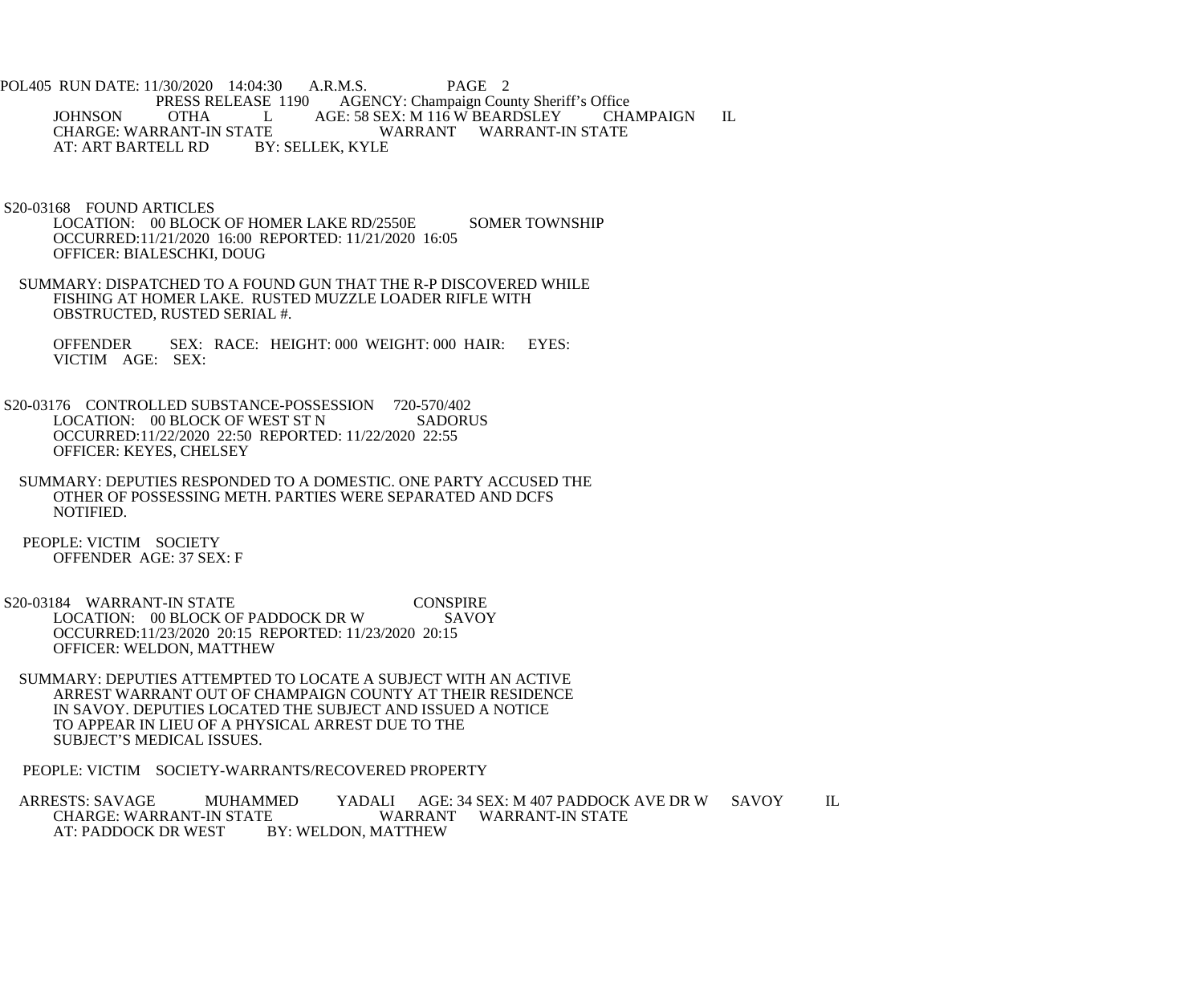JOHNSON OTHA L AGE: 58 SEX: M 116 W BEARDSLEY CHAMPAIGN IL
CHARGE: WARRANT-IN STATE WARRANT WARRANT-IN STATE
AT: ART BARTELL RD BY: SELLEK, KYLE

S20-03168 FOUND ARTICLES
LOCATION: 00 BLOCK OF HOMER LAKE RD/2550E SOMER TOWNSHIP
OCCURRED:11/21/2020 16:00 REPORTED: 11/21/2020 16:05
OFFICER: BIALESCHKI, DOUG

SUMMARY: DISPATCHED TO A FOUND GUN THAT THE R-P DISCOVERED WHILE FISHING AT HOMER LAKE. RUSTED MUZZLE LOADER RIFLE WITH OBSTRUCTED, RUSTED SERIAL #.

OFFENDER SEX: RACE: HEIGHT: 000 WEIGHT: 000 HAIR: EYES:
VICTIM AGE: SEX:

S20-03176 CONTROLLED SUBSTANCE-POSSESSION 720-570/402
LOCATION: 00 BLOCK OF WEST ST N SADORUS
OCCURRED:11/22/2020 22:50 REPORTED: 11/22/2020 22:55
OFFICER: KEYES, CHELSEY

SUMMARY: DEPUTIES RESPONDED TO A DOMESTIC. ONE PARTY ACCUSED THE OTHER OF POSSESSING METH. PARTIES WERE SEPARATED AND DCFS NOTIFIED.

PEOPLE: VICTIM SOCIETY
OFFENDER AGE: 37 SEX: F

S20-03184 WARRANT-IN STATE CONSPIRE
LOCATION: 00 BLOCK OF PADDOCK DR W SAVOY
OCCURRED:11/23/2020 20:15 REPORTED: 11/23/2020 20:15
OFFICER: WELDON, MATTHEW

SUMMARY: DEPUTIES ATTEMPTED TO LOCATE A SUBJECT WITH AN ACTIVE ARREST WARRANT OUT OF CHAMPAIGN COUNTY AT THEIR RESIDENCE IN SAVOY. DEPUTIES LOCATED THE SUBJECT AND ISSUED A NOTICE TO APPEAR IN LIEU OF A PHYSICAL ARREST DUE TO THE SUBJECT'S MEDICAL ISSUES.

PEOPLE: VICTIM SOCIETY-WARRANTS/RECOVERED PROPERTY

ARRESTS: SAVAGE MUHAMMED YADALI AGE: 34 SEX: M 407 PADDOCK AVE DR W SAVOY IL
CHARGE: WARRANT-IN STATE WARRANT WARRANT-IN STATE
AT: PADDOCK DR WEST BY: WELDON, MATTHEW